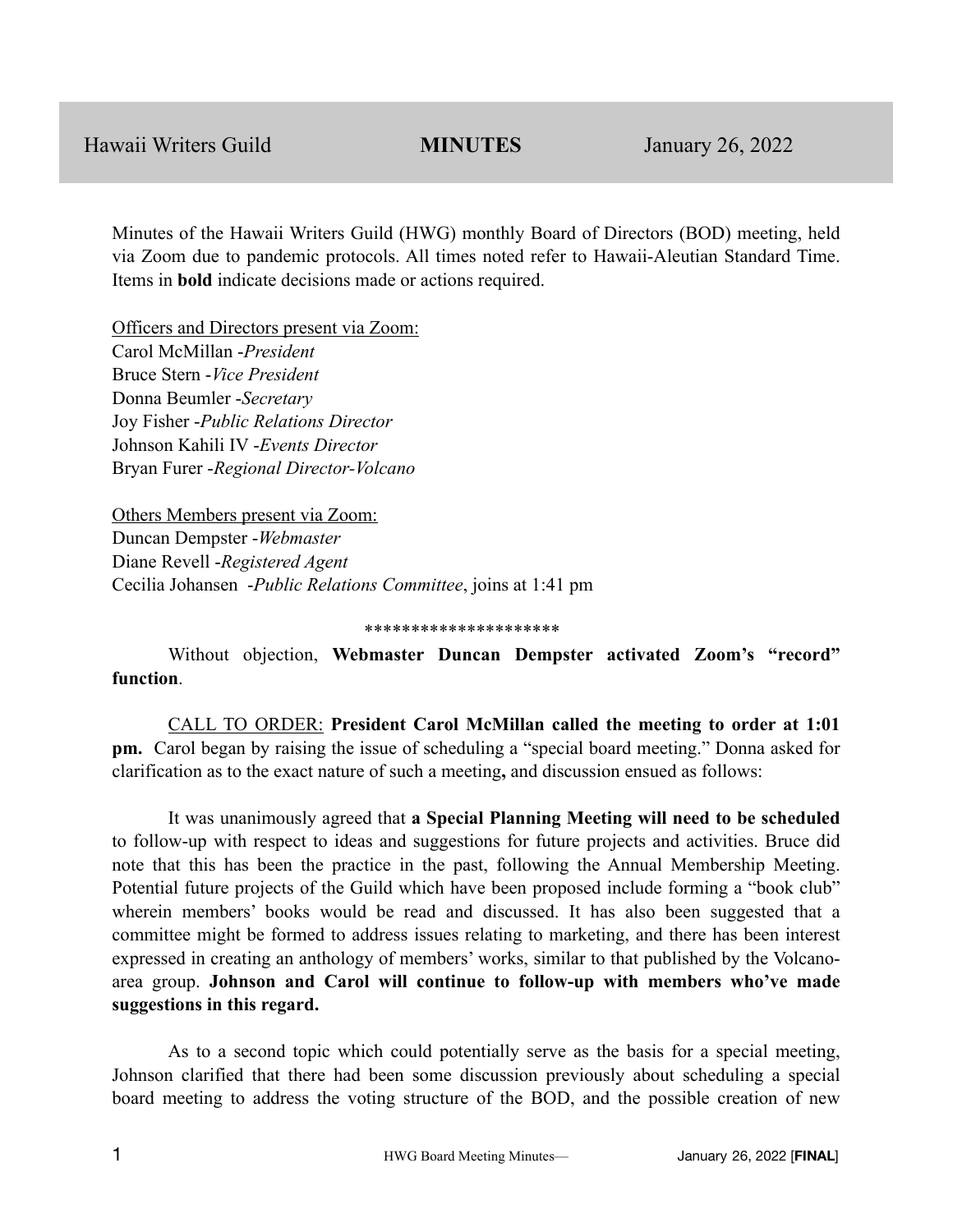Hawaii Writers Guild **MINUTES** January 26, 2022

Minutes of the Hawaii Writers Guild (HWG) monthly Board of Directors (BOD) meeting, held via Zoom due to pandemic protocols. All times noted refer to Hawaii-Aleutian Standard Time. Items in **bold** indicate decisions made or actions required.

Officers and Directors present via Zoom:
Carol McMillan -*President*
Bruce Stern -*Vice President*
Donna Beumler -*Secretary*
Joy Fisher -*Public Relations Director*
Johnson Kahili IV -*Events Director*
Bryan Furer -*Regional Director-Volcano*

Others Members present via Zoom:
Duncan Dempster -*Webmaster*
Diane Revell -*Registered Agent*
Cecilia Johansen -*Public Relations Committee*, joins at 1:41 pm

*********************

Without objection, **Webmaster Duncan Dempster activated Zoom's "record" function**.

CALL TO ORDER: **President Carol McMillan called the meeting to order at 1:01 pm.** Carol began by raising the issue of scheduling a "special board meeting." Donna asked for clarification as to the exact nature of such a meeting**,** and discussion ensued as follows:

It was unanimously agreed that **a Special Planning Meeting will need to be scheduled** to follow-up with respect to ideas and suggestions for future projects and activities. Bruce did note that this has been the practice in the past, following the Annual Membership Meeting. Potential future projects of the Guild which have been proposed include forming a "book club" wherein members' books would be read and discussed. It has also been suggested that a committee might be formed to address issues relating to marketing, and there has been interest expressed in creating an anthology of members' works, similar to that published by the Volcano-area group. **Johnson and Carol will continue to follow-up with members who've made suggestions in this regard.**

As to a second topic which could potentially serve as the basis for a special meeting, Johnson clarified that there had been some discussion previously about scheduling a special board meeting to address the voting structure of the BOD, and the possible creation of new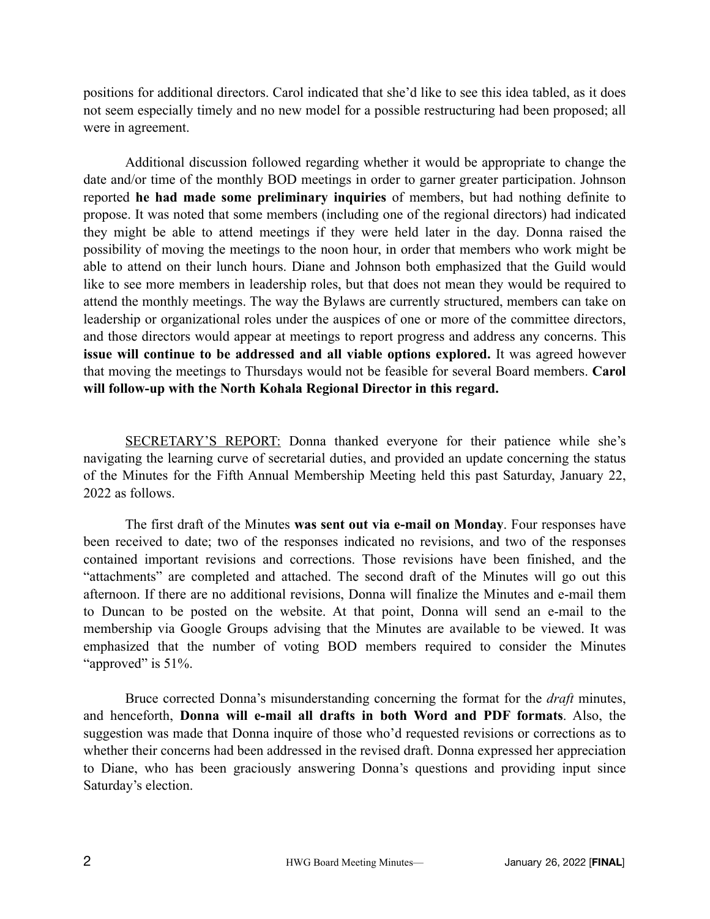positions for additional directors. Carol indicated that she'd like to see this idea tabled, as it does not seem especially timely and no new model for a possible restructuring had been proposed; all were in agreement.

Additional discussion followed regarding whether it would be appropriate to change the date and/or time of the monthly BOD meetings in order to garner greater participation. Johnson reported **he had made some preliminary inquiries** of members, but had nothing definite to propose. It was noted that some members (including one of the regional directors) had indicated they might be able to attend meetings if they were held later in the day. Donna raised the possibility of moving the meetings to the noon hour, in order that members who work might be able to attend on their lunch hours. Diane and Johnson both emphasized that the Guild would like to see more members in leadership roles, but that does not mean they would be required to attend the monthly meetings. The way the Bylaws are currently structured, members can take on leadership or organizational roles under the auspices of one or more of the committee directors, and those directors would appear at meetings to report progress and address any concerns. This **issue will continue to be addressed and all viable options explored.** It was agreed however that moving the meetings to Thursdays would not be feasible for several Board members. **Carol will follow-up with the North Kohala Regional Director in this regard.**

<u>SECRETARY'S REPORT:</u> Donna thanked everyone for their patience while she's navigating the learning curve of secretarial duties, and provided an update concerning the status of the Minutes for the Fifth Annual Membership Meeting held this past Saturday, January 22, 2022 as follows.

The first draft of the Minutes **was sent out via e-mail on Monday**. Four responses have been received to date; two of the responses indicated no revisions, and two of the responses contained important revisions and corrections. Those revisions have been finished, and the "attachments" are completed and attached. The second draft of the Minutes will go out this afternoon. If there are no additional revisions, Donna will finalize the Minutes and e-mail them to Duncan to be posted on the website. At that point, Donna will send an e-mail to the membership via Google Groups advising that the Minutes are available to be viewed. It was emphasized that the number of voting BOD members required to consider the Minutes "approved" is 51%.

Bruce corrected Donna's misunderstanding concerning the format for the *draft* minutes, and henceforth, **Donna will e-mail all drafts in both Word and PDF formats**. Also, the suggestion was made that Donna inquire of those who'd requested revisions or corrections as to whether their concerns had been addressed in the revised draft. Donna expressed her appreciation to Diane, who has been graciously answering Donna's questions and providing input since Saturday's election.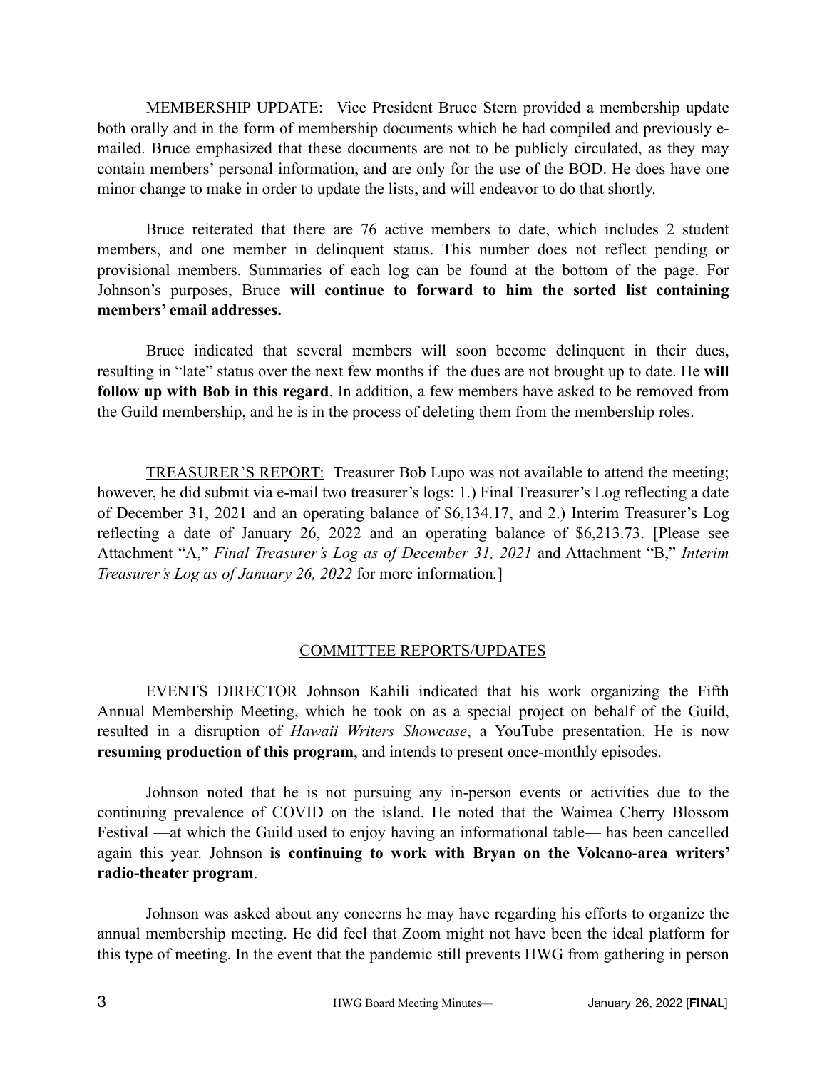MEMBERSHIP UPDATE: Vice President Bruce Stern provided a membership update both orally and in the form of membership documents which he had compiled and previously e-mailed. Bruce emphasized that these documents are not to be publicly circulated, as they may contain members' personal information, and are only for the use of the BOD. He does have one minor change to make in order to update the lists, and will endeavor to do that shortly.

Bruce reiterated that there are 76 active members to date, which includes 2 student members, and one member in delinquent status. This number does not reflect pending or provisional members. Summaries of each log can be found at the bottom of the page. For Johnson's purposes, Bruce **will continue to forward to him the sorted list containing members' email addresses.**

Bruce indicated that several members will soon become delinquent in their dues, resulting in "late" status over the next few months if the dues are not brought up to date. He **will follow up with Bob in this regard**. In addition, a few members have asked to be removed from the Guild membership, and he is in the process of deleting them from the membership roles.

TREASURER'S REPORT: Treasurer Bob Lupo was not available to attend the meeting; however, he did submit via e-mail two treasurer's logs: 1.) Final Treasurer's Log reflecting a date of December 31, 2021 and an operating balance of $6,134.17, and 2.) Interim Treasurer's Log reflecting a date of January 26, 2022 and an operating balance of $6,213.73. [Please see Attachment "A," *Final Treasurer's Log as of December 31, 2021* and Attachment "B," *Interim Treasurer's Log as of January 26, 2022* for more information.]

## COMMITTEE REPORTS/UPDATES

EVENTS DIRECTOR Johnson Kahili indicated that his work organizing the Fifth Annual Membership Meeting, which he took on as a special project on behalf of the Guild, resulted in a disruption of *Hawaii Writers Showcase*, a YouTube presentation. He is now **resuming production of this program**, and intends to present once-monthly episodes.

Johnson noted that he is not pursuing any in-person events or activities due to the continuing prevalence of COVID on the island. He noted that the Waimea Cherry Blossom Festival —at which the Guild used to enjoy having an informational table— has been cancelled again this year. Johnson **is continuing to work with Bryan on the Volcano-area writers' radio-theater program**.

Johnson was asked about any concerns he may have regarding his efforts to organize the annual membership meeting. He did feel that Zoom might not have been the ideal platform for this type of meeting. In the event that the pandemic still prevents HWG from gathering in person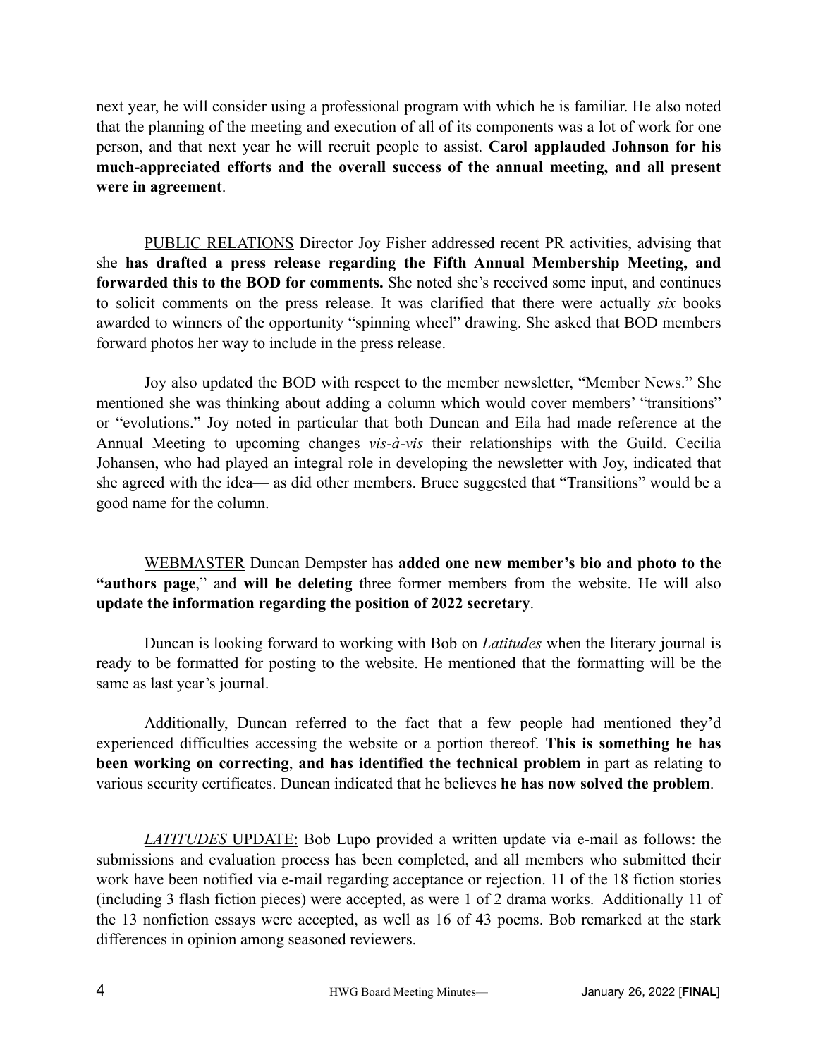next year, he will consider using a professional program with which he is familiar. He also noted that the planning of the meeting and execution of all of its components was a lot of work for one person, and that next year he will recruit people to assist. **Carol applauded Johnson for his much-appreciated efforts and the overall success of the annual meeting, and all present were in agreement**.

PUBLIC RELATIONS Director Joy Fisher addressed recent PR activities, advising that she **has drafted a press release regarding the Fifth Annual Membership Meeting, and forwarded this to the BOD for comments.** She noted she's received some input, and continues to solicit comments on the press release. It was clarified that there were actually *six* books awarded to winners of the opportunity "spinning wheel" drawing. She asked that BOD members forward photos her way to include in the press release.

Joy also updated the BOD with respect to the member newsletter, "Member News." She mentioned she was thinking about adding a column which would cover members' "transitions" or "evolutions." Joy noted in particular that both Duncan and Eila had made reference at the Annual Meeting to upcoming changes *vis-à-vis* their relationships with the Guild. Cecilia Johansen, who had played an integral role in developing the newsletter with Joy, indicated that she agreed with the idea— as did other members. Bruce suggested that "Transitions" would be a good name for the column.

WEBMASTER Duncan Dempster has **added one new member's bio and photo to the "authors page**," and **will be deleting** three former members from the website. He will also **update the information regarding the position of 2022 secretary**.

Duncan is looking forward to working with Bob on *Latitudes* when the literary journal is ready to be formatted for posting to the website. He mentioned that the formatting will be the same as last year's journal.

Additionally, Duncan referred to the fact that a few people had mentioned they'd experienced difficulties accessing the website or a portion thereof. **This is something he has been working on correcting**, **and has identified the technical problem** in part as relating to various security certificates. Duncan indicated that he believes **he has now solved the problem**.

*LATITUDES* UPDATE: Bob Lupo provided a written update via e-mail as follows: the submissions and evaluation process has been completed, and all members who submitted their work have been notified via e-mail regarding acceptance or rejection. 11 of the 18 fiction stories (including 3 flash fiction pieces) were accepted, as were 1 of 2 drama works. Additionally 11 of the 13 nonfiction essays were accepted, as well as 16 of 43 poems. Bob remarked at the stark differences in opinion among seasoned reviewers.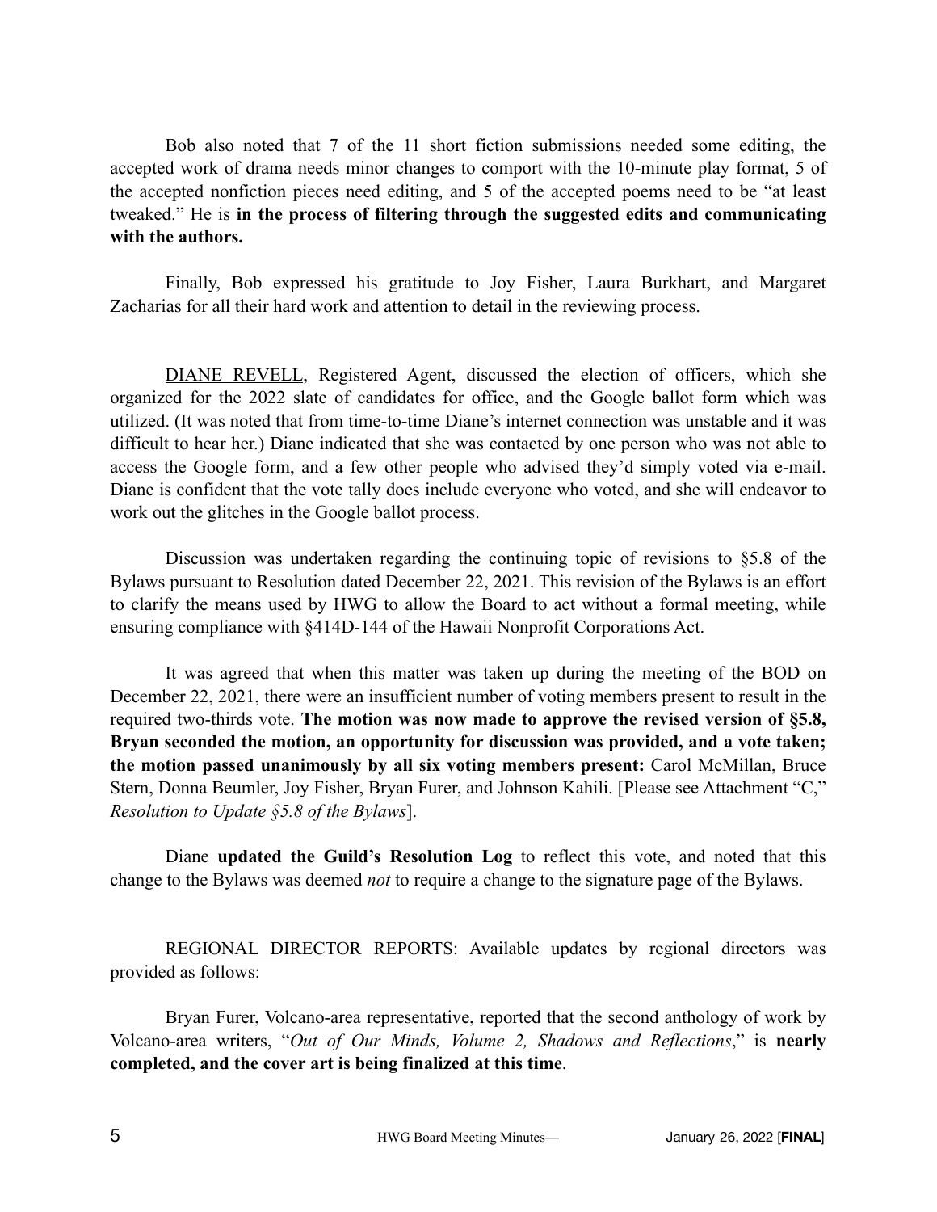Bob also noted that 7 of the 11 short fiction submissions needed some editing, the accepted work of drama needs minor changes to comport with the 10-minute play format, 5 of the accepted nonfiction pieces need editing, and 5 of the accepted poems need to be "at least tweaked." He is **in the process of filtering through the suggested edits and communicating with the authors.**

Finally, Bob expressed his gratitude to Joy Fisher, Laura Burkhart, and Margaret Zacharias for all their hard work and attention to detail in the reviewing process.

<u>DIANE REVELL</u>, Registered Agent, discussed the election of officers, which she organized for the 2022 slate of candidates for office, and the Google ballot form which was utilized. (It was noted that from time-to-time Diane's internet connection was unstable and it was difficult to hear her.) Diane indicated that she was contacted by one person who was not able to access the Google form, and a few other people who advised they'd simply voted via e-mail. Diane is confident that the vote tally does include everyone who voted, and she will endeavor to work out the glitches in the Google ballot process.

Discussion was undertaken regarding the continuing topic of revisions to §5.8 of the Bylaws pursuant to Resolution dated December 22, 2021. This revision of the Bylaws is an effort to clarify the means used by HWG to allow the Board to act without a formal meeting, while ensuring compliance with §414D-144 of the Hawaii Nonprofit Corporations Act.

It was agreed that when this matter was taken up during the meeting of the BOD on December 22, 2021, there were an insufficient number of voting members present to result in the required two-thirds vote. **The motion was now made to approve the revised version of §5.8, Bryan seconded the motion, an opportunity for discussion was provided, and a vote taken; the motion passed unanimously by all six voting members present:** Carol McMillan, Bruce Stern, Donna Beumler, Joy Fisher, Bryan Furer, and Johnson Kahili. [Please see Attachment "C," *Resolution to Update §5.8 of the Bylaws*].

Diane **updated the Guild's Resolution Log** to reflect this vote, and noted that this change to the Bylaws was deemed *not* to require a change to the signature page of the Bylaws.

<u>REGIONAL DIRECTOR REPORTS:</u> Available updates by regional directors was provided as follows:

Bryan Furer, Volcano-area representative, reported that the second anthology of work by Volcano-area writers, "*Out of Our Minds, Volume 2, Shadows and Reflections*," is **nearly completed, and the cover art is being finalized at this time**.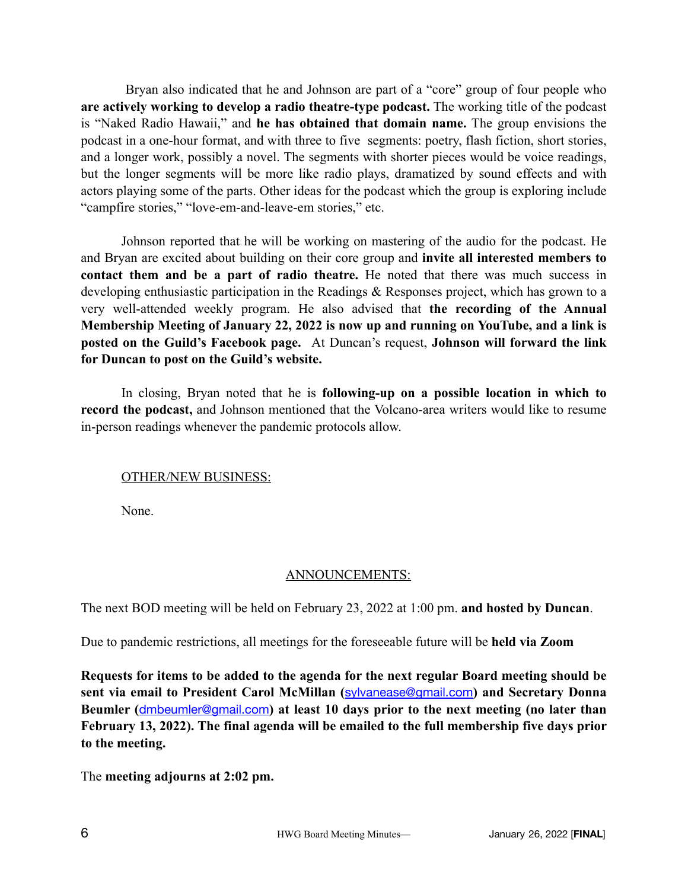Bryan also indicated that he and Johnson are part of a “core” group of four people who **are actively working to develop a radio theatre-type podcast.** The working title of the podcast is “Naked Radio Hawaii,” and **he has obtained that domain name.** The group envisions the podcast in a one-hour format, and with three to five segments: poetry, flash fiction, short stories, and a longer work, possibly a novel. The segments with shorter pieces would be voice readings, but the longer segments will be more like radio plays, dramatized by sound effects and with actors playing some of the parts. Other ideas for the podcast which the group is exploring include “campfire stories,” “love-em-and-leave-em stories,” etc.

Johnson reported that he will be working on mastering of the audio for the podcast. He and Bryan are excited about building on their core group and **invite all interested members to contact them and be a part of radio theatre.** He noted that there was much success in developing enthusiastic participation in the Readings & Responses project, which has grown to a very well-attended weekly program. He also advised that **the recording of the Annual Membership Meeting of January 22, 2022 is now up and running on YouTube, and a link is posted on the Guild’s Facebook page.** At Duncan’s request, **Johnson will forward the link for Duncan to post on the Guild’s website.**

In closing, Bryan noted that he is **following-up on a possible location in which to record the podcast,** and Johnson mentioned that the Volcano-area writers would like to resume in-person readings whenever the pandemic protocols allow.

<u>OTHER/NEW BUSINESS:</u>

None.

<u>ANNOUNCEMENTS:</u>

The next BOD meeting will be held on February 23, 2022 at 1:00 pm. **and hosted by Duncan**.

Due to pandemic restrictions, all meetings for the foreseeable future will be **held via Zoom**

**Requests for items to be added to the agenda for the next regular Board meeting should be sent via email to President Carol McMillan (sylvanease@gmail.com) and Secretary Donna Beumler (dmbeumler@gmail.com) at least 10 days prior to the next meeting (no later than February 13, 2022). The final agenda will be emailed to the full membership five days prior to the meeting.**

The **meeting adjourns at 2:02 pm.**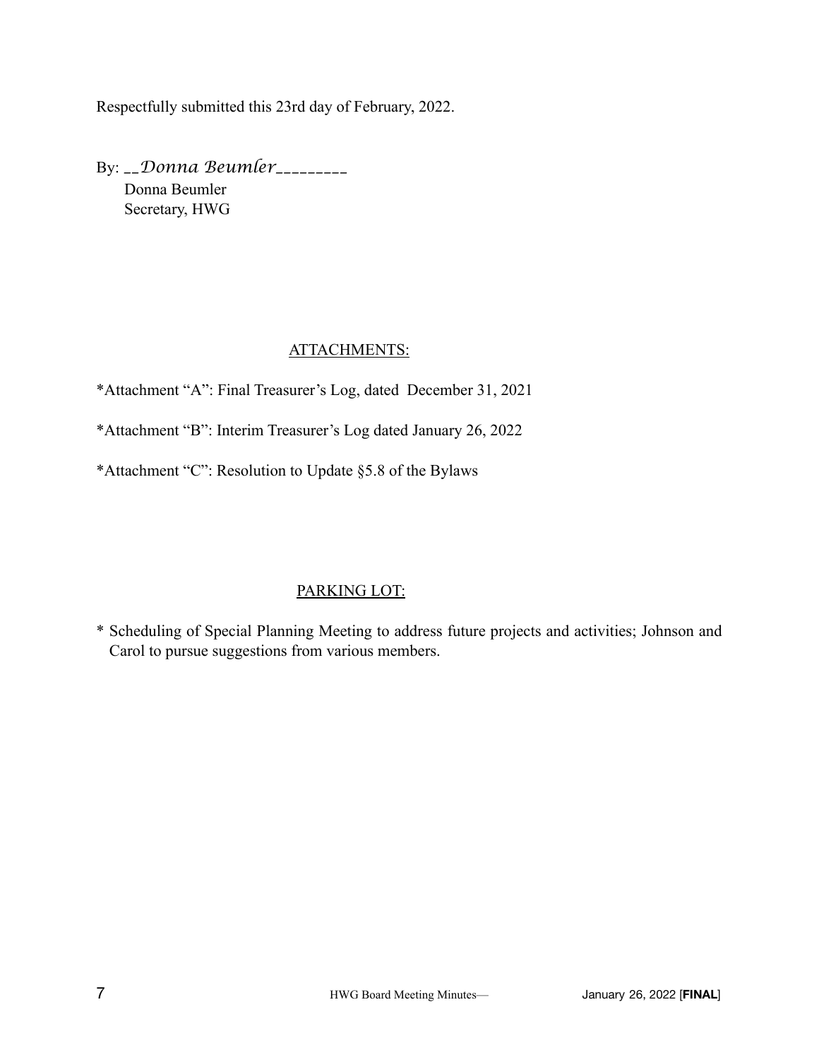Respectfully submitted this 23rd day of February, 2022.

By: __*Donna Beumler*_________
Donna Beumler
Secretary, HWG

ATTACHMENTS:

*Attachment "A": Final Treasurer's Log, dated December 31, 2021

*Attachment "B": Interim Treasurer's Log dated January 26, 2022

*Attachment "C": Resolution to Update §5.8 of the Bylaws

PARKING LOT:

* Scheduling of Special Planning Meeting to address future projects and activities; Johnson and Carol to pursue suggestions from various members.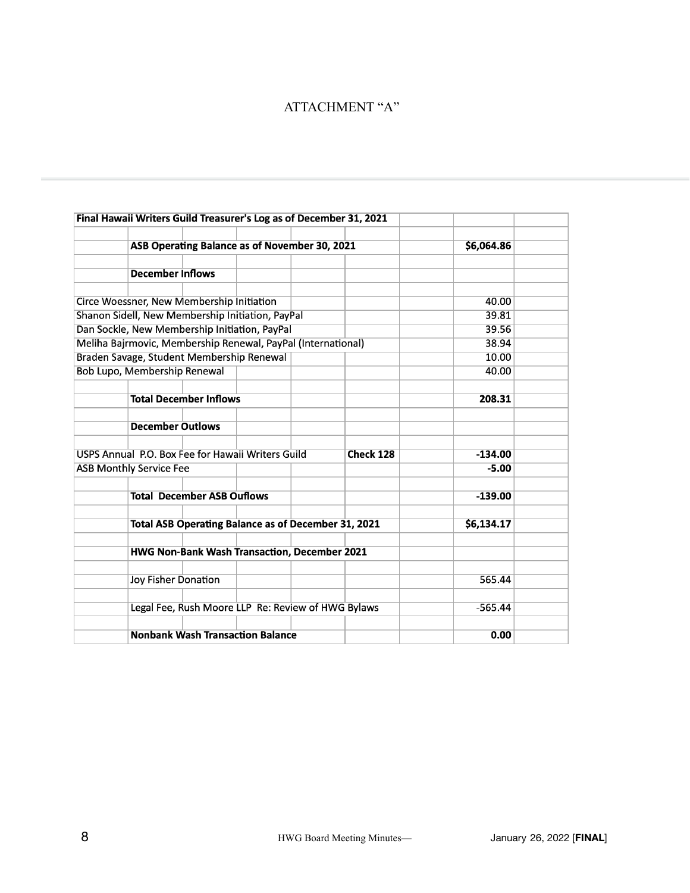# ATTACHMENT "A"

| Final Hawaii Writers Guild Treasurer's Log as of December 31, 2021 | | | |
|---|---|---|---|
| | ASB Operating Balance as of November 30, 2021 | | $6,064.86 |
| | | | |
| | **December Inflows** | | |
| | | | |
| Circe Woessner, New Membership Initiation | | | 40.00 |
| Shanon Sidell, New Membership Initiation, PayPal | | | 39.81 |
| Dan Sockle, New Membership Initiation, PayPal | | | 39.56 |
| Meliha Bajrmovic, Membership Renewal, PayPal (International) | | | 38.94 |
| Braden Savage, Student Membership Renewal | | | 10.00 |
| Bob Lupo, Membership Renewal | | | 40.00 |
| | | | |
| | **Total December Inflows** | | **208.31** |
| | | | |
| | **December Outlows** | | |
| | | | |
| USPS Annual P.O. Box Fee for Hawaii Writers Guild | | **Check 128** | **-134.00** |
| ASB Monthly Service Fee | | | **-5.00** |
| | | | |
| | **Total December ASB Ouflows** | | **-139.00** |
| | | | |
| | **Total ASB Operating Balance as of December 31, 2021** | | **$6,134.17** |
| | | | |
| | **HWG Non-Bank Wash Transaction, December 2021** | | |
| | | | |
| | Joy Fisher Donation | | 565.44 |
| | | | |
| | Legal Fee, Rush Moore LLP Re: Review of HWG Bylaws | | -565.44 |
| | | | |
| | **Nonbank Wash Transaction Balance** | | **0.00** |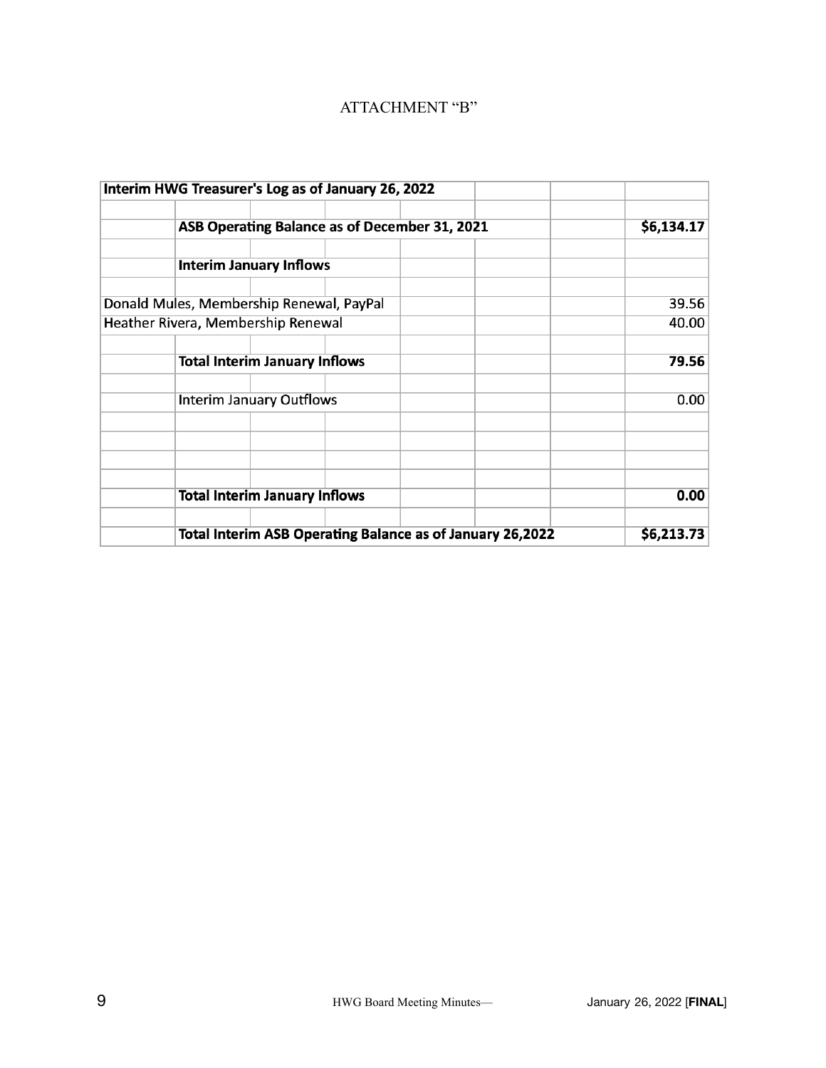ATTACHMENT "B"

| Interim HWG Treasurer's Log as of January 26, 2022 | | |
|---|---|---|
| | | |
| | **ASB Operating Balance as of December 31, 2021** | **$6,134.17** |
| | | |
| | **Interim January Inflows** | |
| | | |
| Donald Mules, Membership Renewal, PayPal | | 39.56 |
| Heather Rivera, Membership Renewal | | 40.00 |
| | | |
| | **Total Interim January Inflows** | **79.56** |
| | | |
| | Interim January Outflows | 0.00 |
| | | |
| | | |
| | | |
| | | |
| | **Total Interim January Inflows** | **0.00** |
| | | |
| | **Total Interim ASB Operating Balance as of January 26,2022** | **$6,213.73** |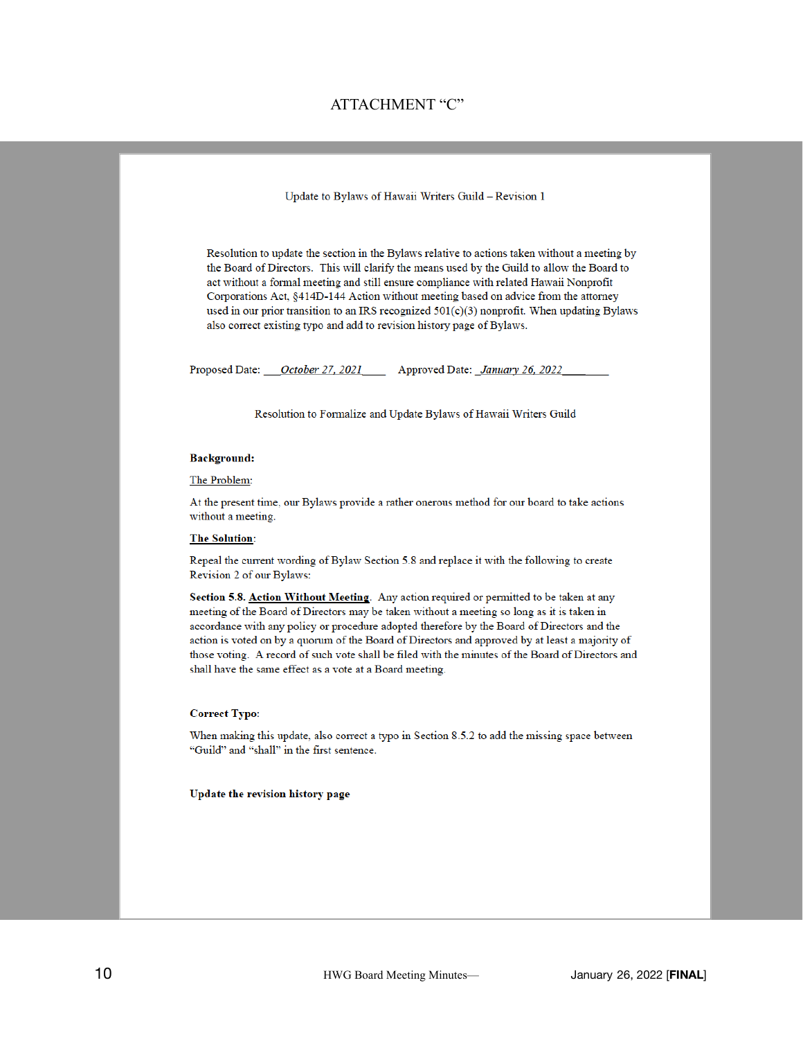# ATTACHMENT "C"

Update to Bylaws of Hawaii Writers Guild – Revision 1

Resolution to update the section in the Bylaws relative to actions taken without a meeting by the Board of Directors. This will clarify the means used by the Guild to allow the Board to act without a formal meeting and still ensure compliance with related Hawaii Nonprofit Corporations Act, §414D-144 Action without meeting based on advice from the attorney used in our prior transition to an IRS recognized 501(c)(3) nonprofit. When updating Bylaws also correct existing typo and add to revision history page of Bylaws.

Proposed Date: ___*October 27, 2021*____ Approved Date: _*January 26, 2022*________

Resolution to Formalize and Update Bylaws of Hawaii Writers Guild

**Background:**

The Problem:

At the present time, our Bylaws provide a rather onerous method for our board to take actions without a meeting.

**The Solution**:

Repeal the current wording of Bylaw Section 5.8 and replace it with the following to create Revision 2 of our Bylaws:

**Section 5.8. Action Without Meeting**. Any action required or permitted to be taken at any meeting of the Board of Directors may be taken without a meeting so long as it is taken in accordance with any policy or procedure adopted therefore by the Board of Directors and the action is voted on by a quorum of the Board of Directors and approved by at least a majority of those voting. A record of such vote shall be filed with the minutes of the Board of Directors and shall have the same effect as a vote at a Board meeting.

**Correct Typo**:

When making this update, also correct a typo in Section 8.5.2 to add the missing space between "Guild" and "shall" in the first sentence.

**Update the revision history page**